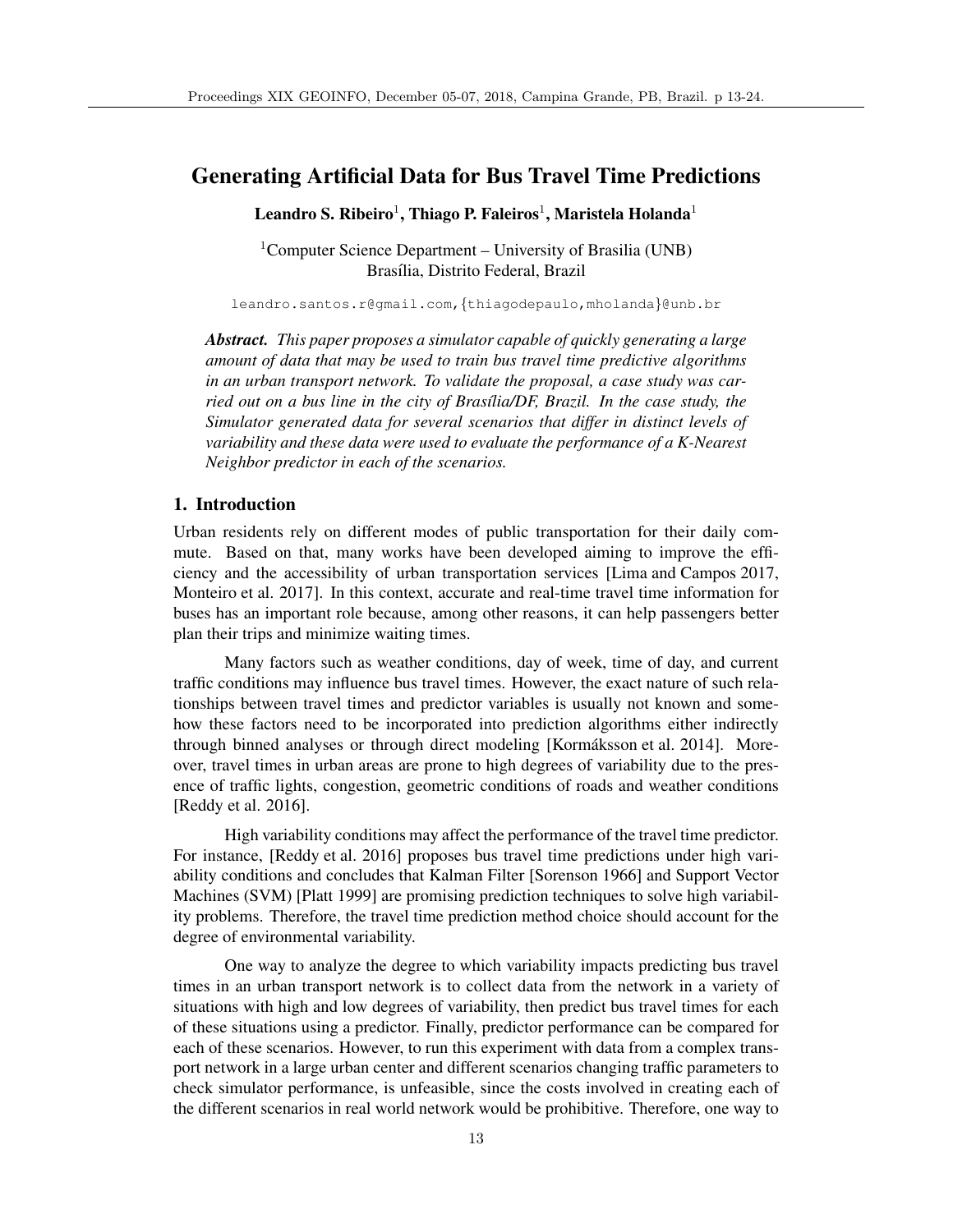# Generating Artificial Data for Bus Travel Time Predictions

**Leandro S. Ribeiro[1], Thiago P. Faleiros[1], Maristela Holanda[1]**

[1]Computer Science Department – University of Brasilia (UNB)
Brasília, Distrito Federal, Brazil

leandro.santos.r@gmail.com,{thiagodepaulo,mholanda}@unb.br

***Abstract.*** *This paper proposes a simulator capable of quickly generating a large amount of data that may be used to train bus travel time predictive algorithms in an urban transport network. To validate the proposal, a case study was carried out on a bus line in the city of Brasília/DF, Brazil. In the case study, the Simulator generated data for several scenarios that differ in distinct levels of variability and these data were used to evaluate the performance of a K-Nearest Neighbor predictor in each of the scenarios.*

## 1. Introduction

Urban residents rely on different modes of public transportation for their daily commute. Based on that, many works have been developed aiming to improve the efficiency and the accessibility of urban transportation services [Lima and Campos 2017, Monteiro et al. 2017]. In this context, accurate and real-time travel time information for buses has an important role because, among other reasons, it can help passengers better plan their trips and minimize waiting times.

Many factors such as weather conditions, day of week, time of day, and current traffic conditions may influence bus travel times. However, the exact nature of such relationships between travel times and predictor variables is usually not known and somehow these factors need to be incorporated into prediction algorithms either indirectly through binned analyses or through direct modeling [Kormáksson et al. 2014]. Moreover, travel times in urban areas are prone to high degrees of variability due to the presence of traffic lights, congestion, geometric conditions of roads and weather conditions [Reddy et al. 2016].

High variability conditions may affect the performance of the travel time predictor. For instance, [Reddy et al. 2016] proposes bus travel time predictions under high variability conditions and concludes that Kalman Filter [Sorenson 1966] and Support Vector Machines (SVM) [Platt 1999] are promising prediction techniques to solve high variability problems. Therefore, the travel time prediction method choice should account for the degree of environmental variability.

One way to analyze the degree to which variability impacts predicting bus travel times in an urban transport network is to collect data from the network in a variety of situations with high and low degrees of variability, then predict bus travel times for each of these situations using a predictor. Finally, predictor performance can be compared for each of these scenarios. However, to run this experiment with data from a complex transport network in a large urban center and different scenarios changing traffic parameters to check simulator performance, is unfeasible, since the costs involved in creating each of the different scenarios in real world network would be prohibitive. Therefore, one way to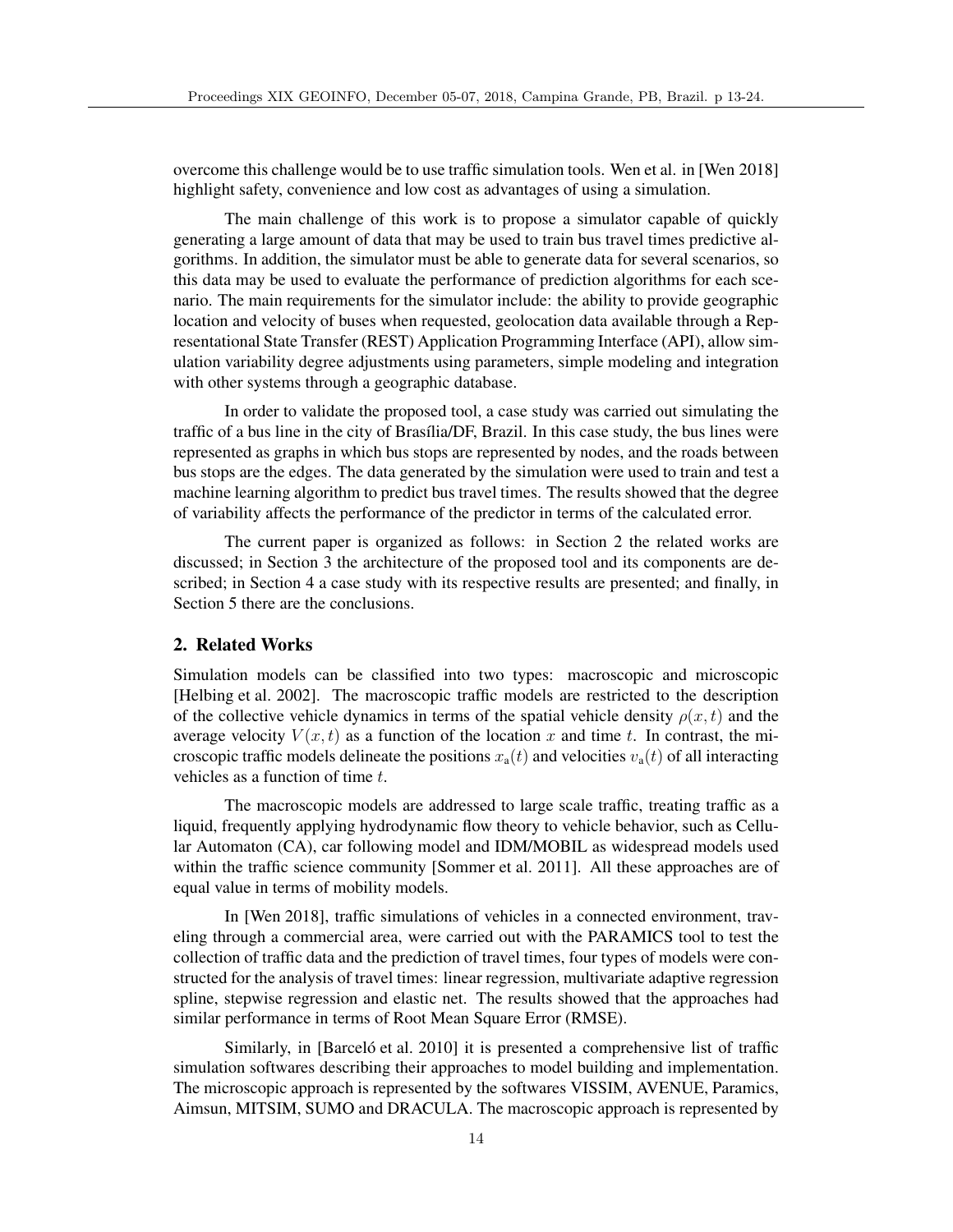overcome this challenge would be to use traffic simulation tools. Wen et al. in [Wen 2018] highlight safety, convenience and low cost as advantages of using a simulation.

The main challenge of this work is to propose a simulator capable of quickly generating a large amount of data that may be used to train bus travel times predictive algorithms. In addition, the simulator must be able to generate data for several scenarios, so this data may be used to evaluate the performance of prediction algorithms for each scenario. The main requirements for the simulator include: the ability to provide geographic location and velocity of buses when requested, geolocation data available through a Representational State Transfer (REST) Application Programming Interface (API), allow simulation variability degree adjustments using parameters, simple modeling and integration with other systems through a geographic database.

In order to validate the proposed tool, a case study was carried out simulating the traffic of a bus line in the city of Brasília/DF, Brazil. In this case study, the bus lines were represented as graphs in which bus stops are represented by nodes, and the roads between bus stops are the edges. The data generated by the simulation were used to train and test a machine learning algorithm to predict bus travel times. The results showed that the degree of variability affects the performance of the predictor in terms of the calculated error.

The current paper is organized as follows: in Section 2 the related works are discussed; in Section 3 the architecture of the proposed tool and its components are described; in Section 4 a case study with its respective results are presented; and finally, in Section 5 there are the conclusions.

## 2. Related Works

Simulation models can be classified into two types: macroscopic and microscopic [Helbing et al. 2002]. The macroscopic traffic models are restricted to the description of the collective vehicle dynamics in terms of the spatial vehicle density $\rho(x, t)$ and the average velocity $V(x, t)$ as a function of the location $x$ and time $t$. In contrast, the microscopic traffic models delineate the positions $x_a(t)$ and velocities $v_a(t)$ of all interacting vehicles as a function of time $t$.

The macroscopic models are addressed to large scale traffic, treating traffic as a liquid, frequently applying hydrodynamic flow theory to vehicle behavior, such as Cellular Automaton (CA), car following model and IDM/MOBIL as widespread models used within the traffic science community [Sommer et al. 2011]. All these approaches are of equal value in terms of mobility models.

In [Wen 2018], traffic simulations of vehicles in a connected environment, traveling through a commercial area, were carried out with the PARAMICS tool to test the collection of traffic data and the prediction of travel times, four types of models were constructed for the analysis of travel times: linear regression, multivariate adaptive regression spline, stepwise regression and elastic net. The results showed that the approaches had similar performance in terms of Root Mean Square Error (RMSE).

Similarly, in [Barceló et al. 2010] it is presented a comprehensive list of traffic simulation softwares describing their approaches to model building and implementation. The microscopic approach is represented by the softwares VISSIM, AVENUE, Paramics, Aimsun, MITSIM, SUMO and DRACULA. The macroscopic approach is represented by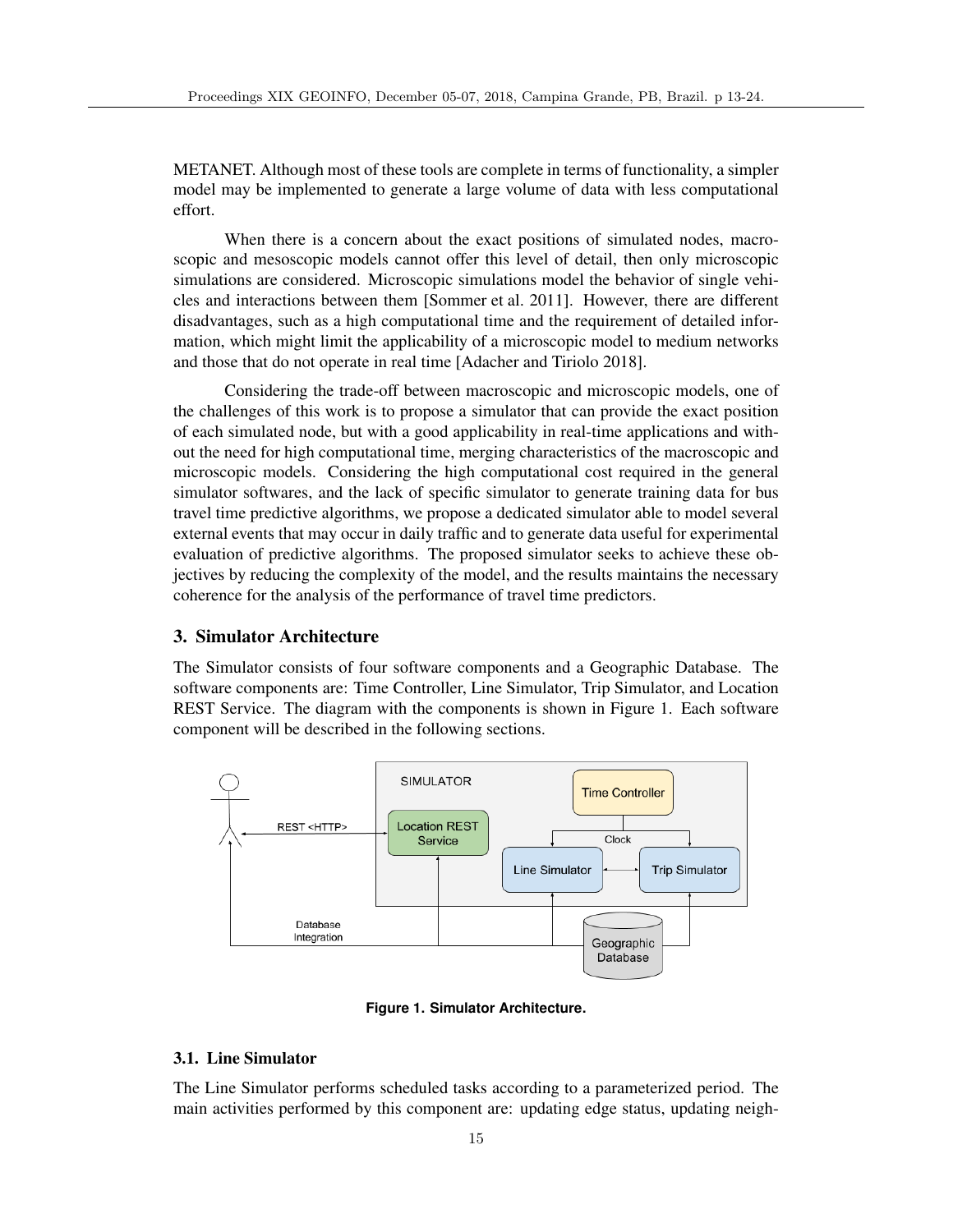METANET. Although most of these tools are complete in terms of functionality, a simpler model may be implemented to generate a large volume of data with less computational effort.

When there is a concern about the exact positions of simulated nodes, macroscopic and mesoscopic models cannot offer this level of detail, then only microscopic simulations are considered. Microscopic simulations model the behavior of single vehicles and interactions between them [Sommer et al. 2011]. However, there are different disadvantages, such as a high computational time and the requirement of detailed information, which might limit the applicability of a microscopic model to medium networks and those that do not operate in real time [Adacher and Tiriolo 2018].

Considering the trade-off between macroscopic and microscopic models, one of the challenges of this work is to propose a simulator that can provide the exact position of each simulated node, but with a good applicability in real-time applications and without the need for high computational time, merging characteristics of the macroscopic and microscopic models. Considering the high computational cost required in the general simulator softwares, and the lack of specific simulator to generate training data for bus travel time predictive algorithms, we propose a dedicated simulator able to model several external events that may occur in daily traffic and to generate data useful for experimental evaluation of predictive algorithms. The proposed simulator seeks to achieve these objectives by reducing the complexity of the model, and the results maintains the necessary coherence for the analysis of the performance of travel time predictors.

## 3. Simulator Architecture

The Simulator consists of four software components and a Geographic Database. The software components are: Time Controller, Line Simulator, Trip Simulator, and Location REST Service. The diagram with the components is shown in Figure 1. Each software component will be described in the following sections.

**Figure 1. Simulator Architecture.**

### 3.1. Line Simulator

The Line Simulator performs scheduled tasks according to a parameterized period. The main activities performed by this component are: updating edge status, updating neigh-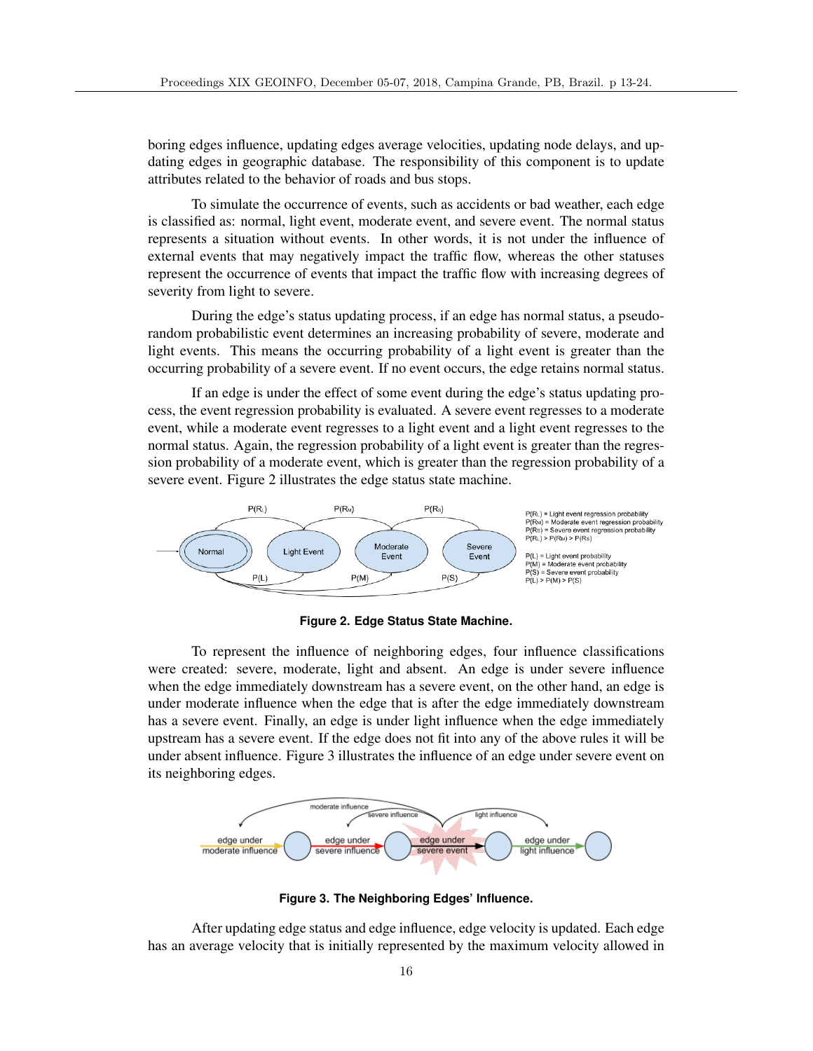boring edges influence, updating edges average velocities, updating node delays, and updating edges in geographic database. The responsibility of this component is to update attributes related to the behavior of roads and bus stops.

To simulate the occurrence of events, such as accidents or bad weather, each edge is classified as: normal, light event, moderate event, and severe event. The normal status represents a situation without events. In other words, it is not under the influence of external events that may negatively impact the traffic flow, whereas the other statuses represent the occurrence of events that impact the traffic flow with increasing degrees of severity from light to severe.

During the edge's status updating process, if an edge has normal status, a pseudo-random probabilistic event determines an increasing probability of severe, moderate and light events. This means the occurring probability of a light event is greater than the occurring probability of a severe event. If no event occurs, the edge retains normal status.

If an edge is under the effect of some event during the edge's status updating process, the event regression probability is evaluated. A severe event regresses to a moderate event, while a moderate event regresses to a light event and a light event regresses to the normal status. Again, the regression probability of a light event is greater than the regression probability of a moderate event, which is greater than the regression probability of a severe event. Figure 2 illustrates the edge status state machine.

**Figure 2. Edge Status State Machine.**

To represent the influence of neighboring edges, four influence classifications were created: severe, moderate, light and absent. An edge is under severe influence when the edge immediately downstream has a severe event, on the other hand, an edge is under moderate influence when the edge that is after the edge immediately downstream has a severe event. Finally, an edge is under light influence when the edge immediately upstream has a severe event. If the edge does not fit into any of the above rules it will be under absent influence. Figure 3 illustrates the influence of an edge under severe event on its neighboring edges.

**Figure 3. The Neighboring Edges' Influence.**

After updating edge status and edge influence, edge velocity is updated. Each edge has an average velocity that is initially represented by the maximum velocity allowed in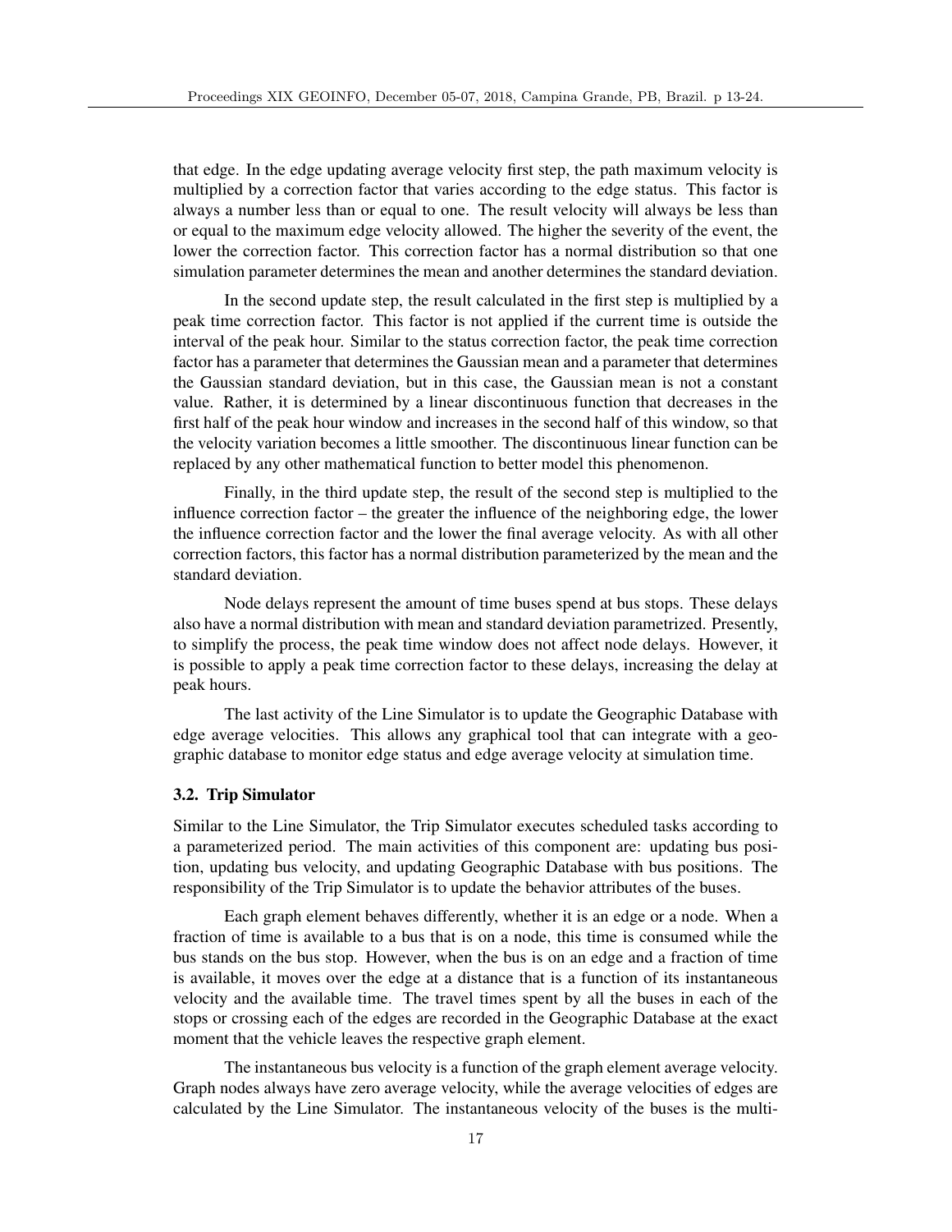that edge. In the edge updating average velocity first step, the path maximum velocity is multiplied by a correction factor that varies according to the edge status. This factor is always a number less than or equal to one. The result velocity will always be less than or equal to the maximum edge velocity allowed. The higher the severity of the event, the lower the correction factor. This correction factor has a normal distribution so that one simulation parameter determines the mean and another determines the standard deviation.

In the second update step, the result calculated in the first step is multiplied by a peak time correction factor. This factor is not applied if the current time is outside the interval of the peak hour. Similar to the status correction factor, the peak time correction factor has a parameter that determines the Gaussian mean and a parameter that determines the Gaussian standard deviation, but in this case, the Gaussian mean is not a constant value. Rather, it is determined by a linear discontinuous function that decreases in the first half of the peak hour window and increases in the second half of this window, so that the velocity variation becomes a little smoother. The discontinuous linear function can be replaced by any other mathematical function to better model this phenomenon.

Finally, in the third update step, the result of the second step is multiplied to the influence correction factor – the greater the influence of the neighboring edge, the lower the influence correction factor and the lower the final average velocity. As with all other correction factors, this factor has a normal distribution parameterized by the mean and the standard deviation.

Node delays represent the amount of time buses spend at bus stops. These delays also have a normal distribution with mean and standard deviation parametrized. Presently, to simplify the process, the peak time window does not affect node delays. However, it is possible to apply a peak time correction factor to these delays, increasing the delay at peak hours.

The last activity of the Line Simulator is to update the Geographic Database with edge average velocities. This allows any graphical tool that can integrate with a geographic database to monitor edge status and edge average velocity at simulation time.

### 3.2. Trip Simulator

Similar to the Line Simulator, the Trip Simulator executes scheduled tasks according to a parameterized period. The main activities of this component are: updating bus position, updating bus velocity, and updating Geographic Database with bus positions. The responsibility of the Trip Simulator is to update the behavior attributes of the buses.

Each graph element behaves differently, whether it is an edge or a node. When a fraction of time is available to a bus that is on a node, this time is consumed while the bus stands on the bus stop. However, when the bus is on an edge and a fraction of time is available, it moves over the edge at a distance that is a function of its instantaneous velocity and the available time. The travel times spent by all the buses in each of the stops or crossing each of the edges are recorded in the Geographic Database at the exact moment that the vehicle leaves the respective graph element.

The instantaneous bus velocity is a function of the graph element average velocity. Graph nodes always have zero average velocity, while the average velocities of edges are calculated by the Line Simulator. The instantaneous velocity of the buses is the multi-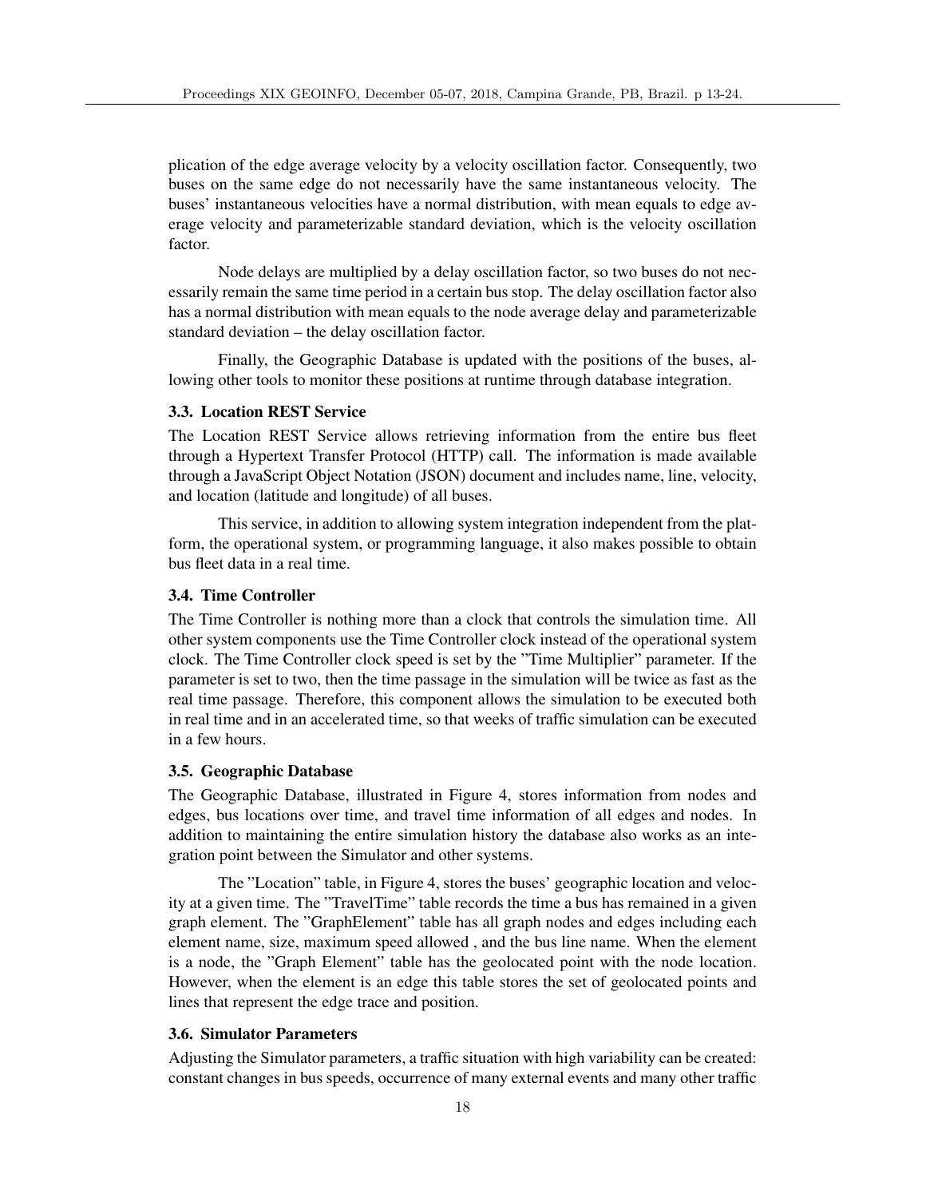plication of the edge average velocity by a velocity oscillation factor. Consequently, two buses on the same edge do not necessarily have the same instantaneous velocity. The buses' instantaneous velocities have a normal distribution, with mean equals to edge average velocity and parameterizable standard deviation, which is the velocity oscillation factor.

Node delays are multiplied by a delay oscillation factor, so two buses do not necessarily remain the same time period in a certain bus stop. The delay oscillation factor also has a normal distribution with mean equals to the node average delay and parameterizable standard deviation – the delay oscillation factor.

Finally, the Geographic Database is updated with the positions of the buses, allowing other tools to monitor these positions at runtime through database integration.

### 3.3. Location REST Service

The Location REST Service allows retrieving information from the entire bus fleet through a Hypertext Transfer Protocol (HTTP) call. The information is made available through a JavaScript Object Notation (JSON) document and includes name, line, velocity, and location (latitude and longitude) of all buses.

This service, in addition to allowing system integration independent from the platform, the operational system, or programming language, it also makes possible to obtain bus fleet data in a real time.

### 3.4. Time Controller

The Time Controller is nothing more than a clock that controls the simulation time. All other system components use the Time Controller clock instead of the operational system clock. The Time Controller clock speed is set by the "Time Multiplier" parameter. If the parameter is set to two, then the time passage in the simulation will be twice as fast as the real time passage. Therefore, this component allows the simulation to be executed both in real time and in an accelerated time, so that weeks of traffic simulation can be executed in a few hours.

### 3.5. Geographic Database

The Geographic Database, illustrated in Figure 4, stores information from nodes and edges, bus locations over time, and travel time information of all edges and nodes. In addition to maintaining the entire simulation history the database also works as an integration point between the Simulator and other systems.

The "Location" table, in Figure 4, stores the buses' geographic location and velocity at a given time. The "TravelTime" table records the time a bus has remained in a given graph element. The "GraphElement" table has all graph nodes and edges including each element name, size, maximum speed allowed , and the bus line name. When the element is a node, the "Graph Element" table has the geolocated point with the node location. However, when the element is an edge this table stores the set of geolocated points and lines that represent the edge trace and position.

### 3.6. Simulator Parameters

Adjusting the Simulator parameters, a traffic situation with high variability can be created: constant changes in bus speeds, occurrence of many external events and many other traffic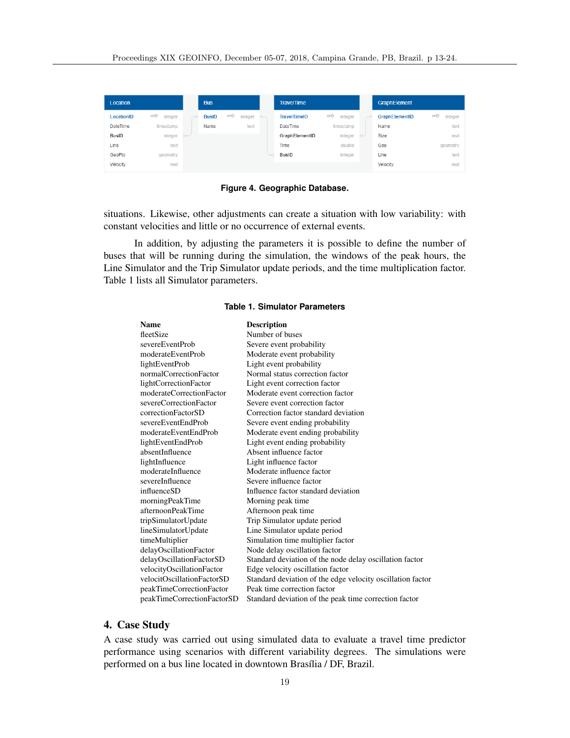| Location | | | Bus | | | TravelTime | | | GraphElement | | |
|---|---|---|---|---|---|---|---|---|---|---|---|
| LocationID | | integer | BusID | | integer | TravelTimeID | | integer | GraphElementID | | integer |
| DateTime | | timestamp | Name | | text | DateTime | | timestamp | Name | | text |
| BusID | | integer | | | | GraphElementID | | integer | Size | | real |
| Line | | text | | | | Time | | double | Geo | | geometry |
| GeoPto | | geometry | | | | BusID | | integer | Line | | text |
| Velocity | | real | | | | | | | Velocity | | real |

**Figure 4. Geographic Database.**

situations. Likewise, other adjustments can create a situation with low variability: with constant velocities and little or no occurrence of external events.

In addition, by adjusting the parameters it is possible to define the number of buses that will be running during the simulation, the windows of the peak hours, the Line Simulator and the Trip Simulator update periods, and the time multiplication factor. Table 1 lists all Simulator parameters.

**Table 1. Simulator Parameters**

| Name | Description |
|---|---|
| fleetSize | Number of buses |
| severeEventProb | Severe event probability |
| moderateEventProb | Moderate event probability |
| lightEventProb | Light event probability |
| normalCorrectionFactor | Normal status correction factor |
| lightCorrectionFactor | Light event correction factor |
| moderateCorrectionFactor | Moderate event correction factor |
| severeCorrectionFactor | Severe event correction factor |
| correctionFactorSD | Correction factor standard deviation |
| severeEventEndProb | Severe event ending probability |
| moderateEventEndProb | Moderate event ending probability |
| lightEventEndProb | Light event ending probability |
| absentInfluence | Absent influence factor |
| lightInfluence | Light influence factor |
| moderateInfluence | Moderate influence factor |
| severeInfluence | Severe influence factor |
| influenceSD | Influence factor standard deviation |
| morningPeakTime | Morning peak time |
| afternoonPeakTime | Afternoon peak time |
| tripSimulatorUpdate | Trip Simulator update period |
| lineSimulatorUpdate | Line Simulator update period |
| timeMultiplier | Simulation time multiplier factor |
| delayOscillationFactor | Node delay oscillation factor |
| delayOscillationFactorSD | Standard deviation of the node delay oscillation factor |
| velocityOscillationFactor | Edge velocity oscillation factor |
| velocitOscillationFactorSD | Standard deviation of the edge velocity oscillation factor |
| peakTimeCorrectionFactor | Peak time correction factor |
| peakTimeCorrectionFactorSD | Standard deviation of the peak time correction factor |

## 4. Case Study

A case study was carried out using simulated data to evaluate a travel time predictor performance using scenarios with different variability degrees. The simulations were performed on a bus line located in downtown Brasília / DF, Brazil.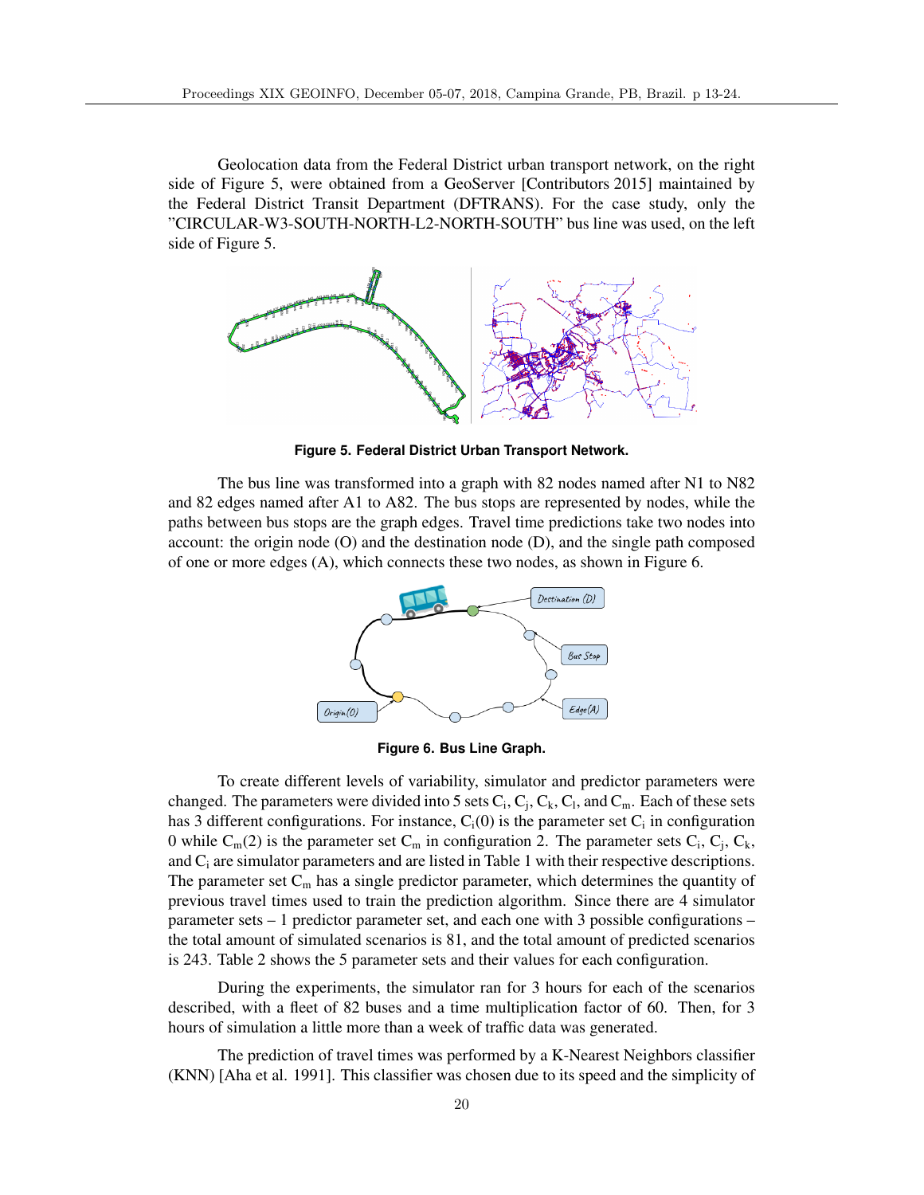Geolocation data from the Federal District urban transport network, on the right side of Figure 5, were obtained from a GeoServer [Contributors 2015] maintained by the Federal District Transit Department (DFTRANS). For the case study, only the "CIRCULAR-W3-SOUTH-NORTH-L2-NORTH-SOUTH" bus line was used, on the left side of Figure 5.

**Figure 5. Federal District Urban Transport Network.**

The bus line was transformed into a graph with 82 nodes named after N1 to N82 and 82 edges named after A1 to A82. The bus stops are represented by nodes, while the paths between bus stops are the graph edges. Travel time predictions take two nodes into account: the origin node (O) and the destination node (D), and the single path composed of one or more edges (A), which connects these two nodes, as shown in Figure 6.

**Figure 6. Bus Line Graph.**

To create different levels of variability, simulator and predictor parameters were changed. The parameters were divided into 5 sets $C_i$, $C_j$, $C_k$, $C_l$, and $C_m$. Each of these sets has 3 different configurations. For instance, $C_i(0)$ is the parameter set $C_i$ in configuration 0 while $C_m(2)$ is the parameter set $C_m$ in configuration 2. The parameter sets $C_i$, $C_j$, $C_k$, and $C_i$ are simulator parameters and are listed in Table 1 with their respective descriptions. The parameter set $C_m$ has a single predictor parameter, which determines the quantity of previous travel times used to train the prediction algorithm. Since there are 4 simulator parameter sets – 1 predictor parameter set, and each one with 3 possible configurations – the total amount of simulated scenarios is 81, and the total amount of predicted scenarios is 243. Table 2 shows the 5 parameter sets and their values for each configuration.

During the experiments, the simulator ran for 3 hours for each of the scenarios described, with a fleet of 82 buses and a time multiplication factor of 60. Then, for 3 hours of simulation a little more than a week of traffic data was generated.

The prediction of travel times was performed by a K-Nearest Neighbors classifier (KNN) [Aha et al. 1991]. This classifier was chosen due to its speed and the simplicity of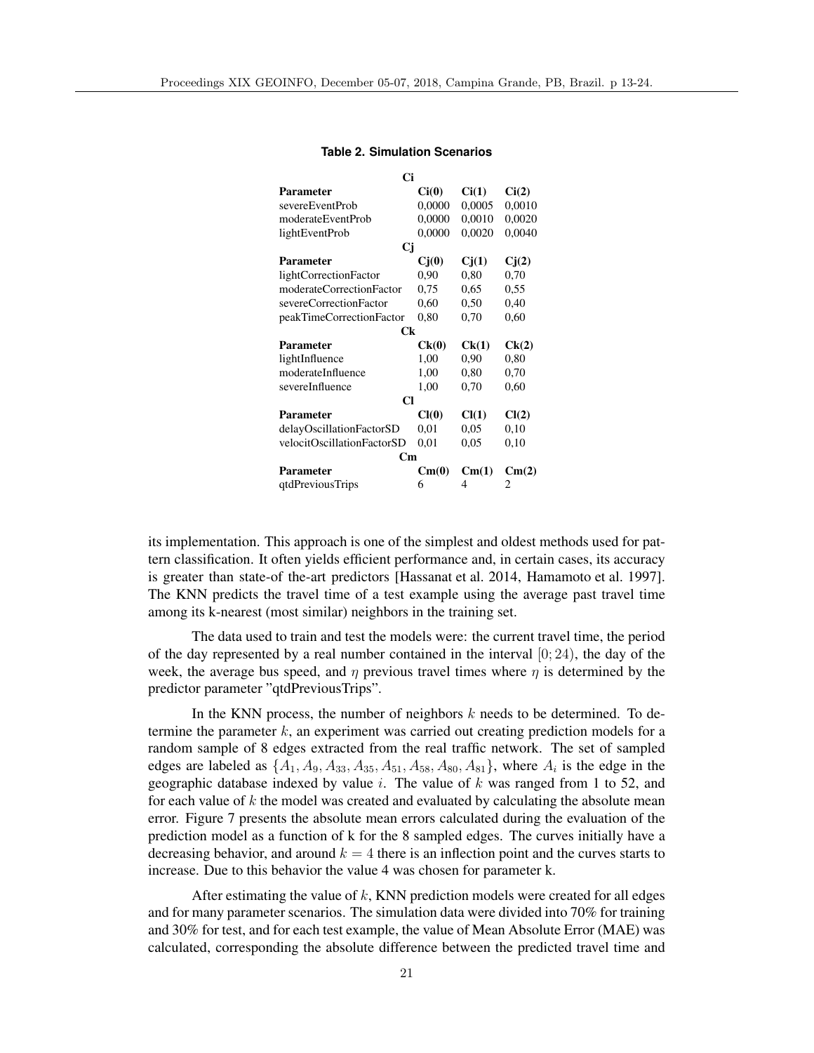**Table 2. Simulation Scenarios**

| Ci | | | |
|---|---|---|---|
| **Parameter** | **Ci(0)** | **Ci(1)** | **Ci(2)** |
| severeEventProb | 0,0000 | 0,0005 | 0,0010 |
| moderateEventProb | 0,0000 | 0,0010 | 0,0020 |
| lightEventProb | 0,0000 | 0,0020 | 0,0040 |
| **Cj** | | | |
| **Parameter** | **Cj(0)** | **Cj(1)** | **Cj(2)** |
| lightCorrectionFactor | 0,90 | 0,80 | 0,70 |
| moderateCorrectionFactor | 0,75 | 0,65 | 0,55 |
| severeCorrectionFactor | 0,60 | 0,50 | 0,40 |
| peakTimeCorrectionFactor | 0,80 | 0,70 | 0,60 |
| **Ck** | | | |
| **Parameter** | **Ck(0)** | **Ck(1)** | **Ck(2)** |
| lightInfluence | 1,00 | 0,90 | 0,80 |
| moderateInfluence | 1,00 | 0,80 | 0,70 |
| severeInfluence | 1,00 | 0,70 | 0,60 |
| **Cl** | | | |
| **Parameter** | **Cl(0)** | **Cl(1)** | **Cl(2)** |
| delayOscillationFactorSD | 0,01 | 0,05 | 0,10 |
| velocitOscillationFactorSD | 0,01 | 0,05 | 0,10 |
| **Cm** | | | |
| **Parameter** | **Cm(0)** | **Cm(1)** | **Cm(2)** |
| qtdPreviousTrips | 6 | 4 | 2 |

its implementation. This approach is one of the simplest and oldest methods used for pattern classification. It often yields efficient performance and, in certain cases, its accuracy is greater than state-of the-art predictors [Hassanat et al. 2014, Hamamoto et al. 1997]. The KNN predicts the travel time of a test example using the average past travel time among its k-nearest (most similar) neighbors in the training set.

The data used to train and test the models were: the current travel time, the period of the day represented by a real number contained in the interval $[0; 24)$, the day of the week, the average bus speed, and $\eta$ previous travel times where $\eta$ is determined by the predictor parameter "qtdPreviousTrips".

In the KNN process, the number of neighbors $k$ needs to be determined. To determine the parameter $k$, an experiment was carried out creating prediction models for a random sample of 8 edges extracted from the real traffic network. The set of sampled edges are labeled as $\{A_1, A_9, A_{33}, A_{35}, A_{51}, A_{58}, A_{80}, A_{81}\}$, where $A_i$ is the edge in the geographic database indexed by value $i$. The value of $k$ was ranged from 1 to 52, and for each value of $k$ the model was created and evaluated by calculating the absolute mean error. Figure 7 presents the absolute mean errors calculated during the evaluation of the prediction model as a function of k for the 8 sampled edges. The curves initially have a decreasing behavior, and around $k = 4$ there is an inflection point and the curves starts to increase. Due to this behavior the value 4 was chosen for parameter k.

After estimating the value of $k$, KNN prediction models were created for all edges and for many parameter scenarios. The simulation data were divided into 70% for training and 30% for test, and for each test example, the value of Mean Absolute Error (MAE) was calculated, corresponding the absolute difference between the predicted travel time and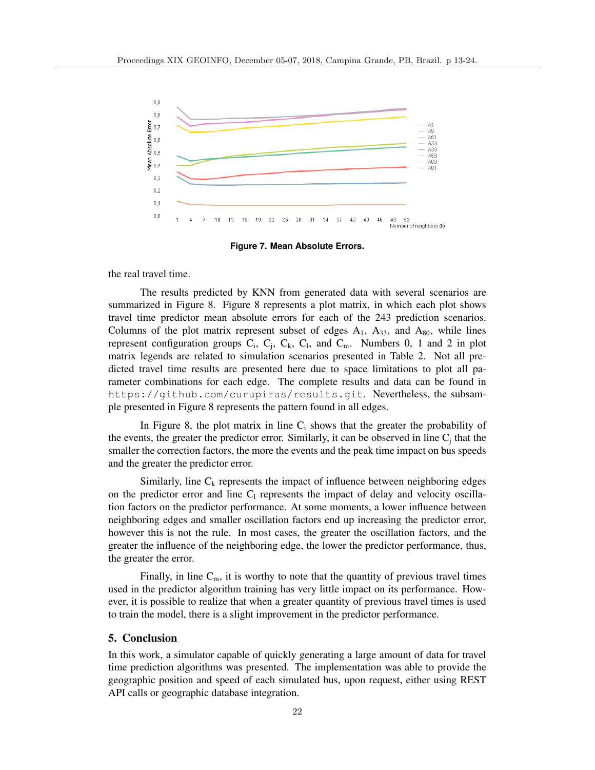**Figure 7. Mean Absolute Errors.**

the real travel time.

The results predicted by KNN from generated data with several scenarios are summarized in Figure 8. Figure 8 represents a plot matrix, in which each plot shows travel time predictor mean absolute errors for each of the 243 prediction scenarios. Columns of the plot matrix represent subset of edges $A_1$, $A_{33}$, and $A_{80}$, while lines represent configuration groups $C_i$, $C_j$, $C_k$, $C_l$, and $C_m$. Numbers 0, 1 and 2 in plot matrix legends are related to simulation scenarios presented in Table 2. Not all predicted travel time results are presented here due to space limitations to plot all parameter combinations for each edge. The complete results and data can be found in https://github.com/curupiras/results.git. Nevertheless, the subsample presented in Figure 8 represents the pattern found in all edges.

In Figure 8, the plot matrix in line $C_i$ shows that the greater the probability of the events, the greater the predictor error. Similarly, it can be observed in line $C_j$ that the smaller the correction factors, the more the events and the peak time impact on bus speeds and the greater the predictor error.

Similarly, line $C_k$ represents the impact of influence between neighboring edges on the predictor error and line $C_l$ represents the impact of delay and velocity oscillation factors on the predictor performance. At some moments, a lower influence between neighboring edges and smaller oscillation factors end up increasing the predictor error, however this is not the rule. In most cases, the greater the oscillation factors, and the greater the influence of the neighboring edge, the lower the predictor performance, thus, the greater the error.

Finally, in line $C_m$, it is worthy to note that the quantity of previous travel times used in the predictor algorithm training has very little impact on its performance. However, it is possible to realize that when a greater quantity of previous travel times is used to train the model, there is a slight improvement in the predictor performance.

## 5. Conclusion

In this work, a simulator capable of quickly generating a large amount of data for travel time prediction algorithms was presented. The implementation was able to provide the geographic position and speed of each simulated bus, upon request, either using REST API calls or geographic database integration.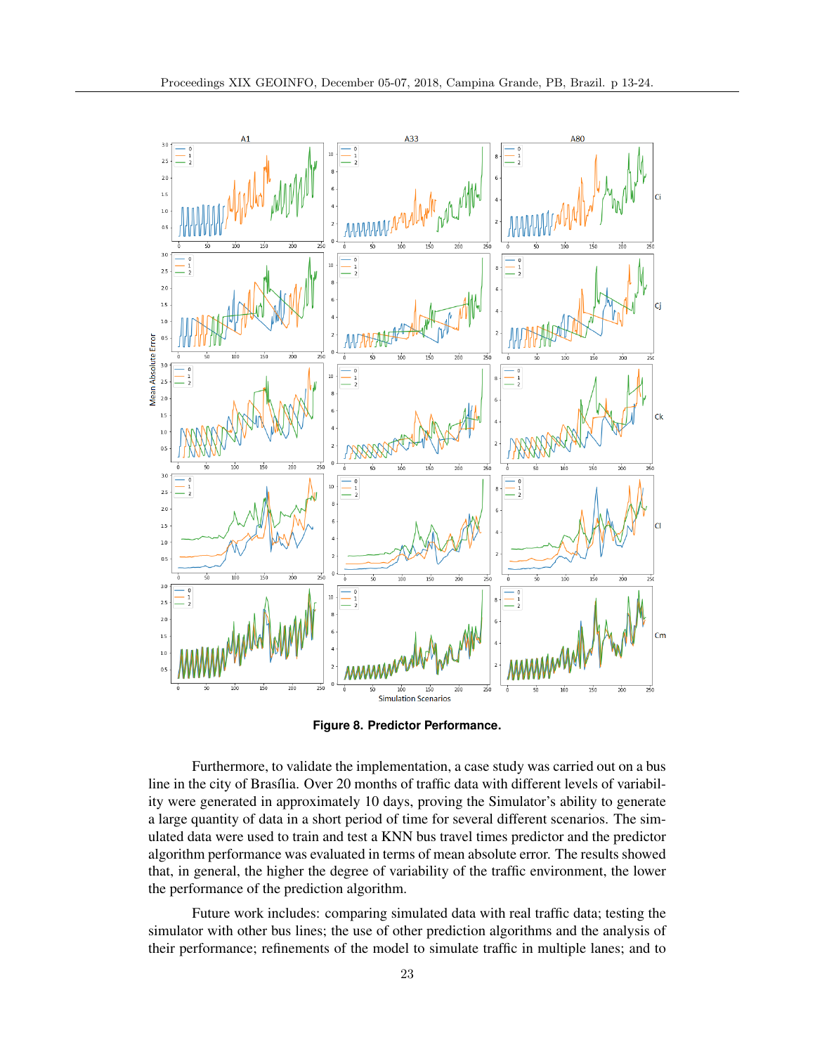**Figure 8. Predictor Performance.**

Furthermore, to validate the implementation, a case study was carried out on a bus line in the city of Brasília. Over 20 months of traffic data with different levels of variability were generated in approximately 10 days, proving the Simulator's ability to generate a large quantity of data in a short period of time for several different scenarios. The simulated data were used to train and test a KNN bus travel times predictor and the predictor algorithm performance was evaluated in terms of mean absolute error. The results showed that, in general, the higher the degree of variability of the traffic environment, the lower the performance of the prediction algorithm.

Future work includes: comparing simulated data with real traffic data; testing the simulator with other bus lines; the use of other prediction algorithms and the analysis of their performance; refinements of the model to simulate traffic in multiple lanes; and to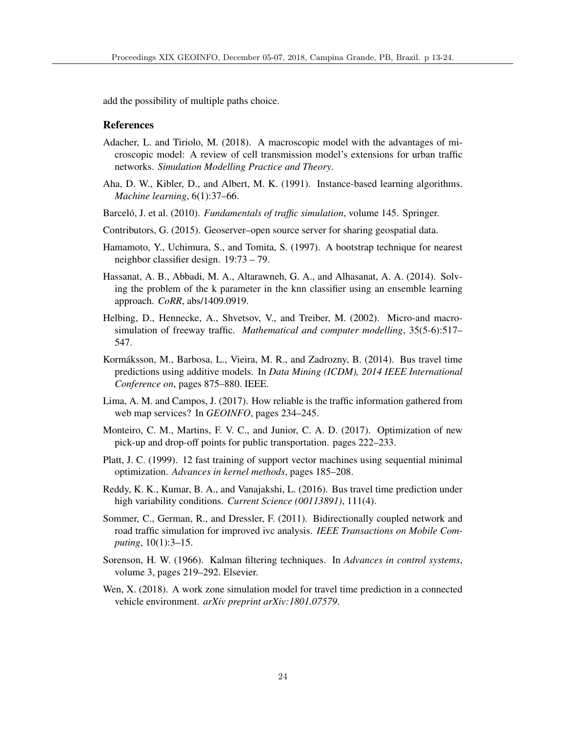add the possibility of multiple paths choice.

## References

Adacher, L. and Tiriolo, M. (2018). A macroscopic model with the advantages of microscopic model: A review of cell transmission model's extensions for urban traffic networks. *Simulation Modelling Practice and Theory*.

Aha, D. W., Kibler, D., and Albert, M. K. (1991). Instance-based learning algorithms. *Machine learning*, 6(1):37–66.

Barceló, J. et al. (2010). *Fundamentals of traffic simulation*, volume 145. Springer.

Contributors, G. (2015). Geoserver–open source server for sharing geospatial data.

Hamamoto, Y., Uchimura, S., and Tomita, S. (1997). A bootstrap technique for nearest neighbor classifier design. 19:73 – 79.

Hassanat, A. B., Abbadi, M. A., Altarawneh, G. A., and Alhasanat, A. A. (2014). Solving the problem of the k parameter in the knn classifier using an ensemble learning approach. *CoRR*, abs/1409.0919.

Helbing, D., Hennecke, A., Shvetsov, V., and Treiber, M. (2002). Micro-and macro-simulation of freeway traffic. *Mathematical and computer modelling*, 35(5-6):517–547.

Kormáksson, M., Barbosa, L., Vieira, M. R., and Zadrozny, B. (2014). Bus travel time predictions using additive models. In *Data Mining (ICDM), 2014 IEEE International Conference on*, pages 875–880. IEEE.

Lima, A. M. and Campos, J. (2017). How reliable is the traffic information gathered from web map services? In *GEOINFO*, pages 234–245.

Monteiro, C. M., Martins, F. V. C., and Junior, C. A. D. (2017). Optimization of new pick-up and drop-off points for public transportation. pages 222–233.

Platt, J. C. (1999). 12 fast training of support vector machines using sequential minimal optimization. *Advances in kernel methods*, pages 185–208.

Reddy, K. K., Kumar, B. A., and Vanajakshi, L. (2016). Bus travel time prediction under high variability conditions. *Current Science (00113891)*, 111(4).

Sommer, C., German, R., and Dressler, F. (2011). Bidirectionally coupled network and road traffic simulation for improved ivc analysis. *IEEE Transactions on Mobile Computing*, 10(1):3–15.

Sorenson, H. W. (1966). Kalman filtering techniques. In *Advances in control systems*, volume 3, pages 219–292. Elsevier.

Wen, X. (2018). A work zone simulation model for travel time prediction in a connected vehicle environment. *arXiv preprint arXiv:1801.07579*.